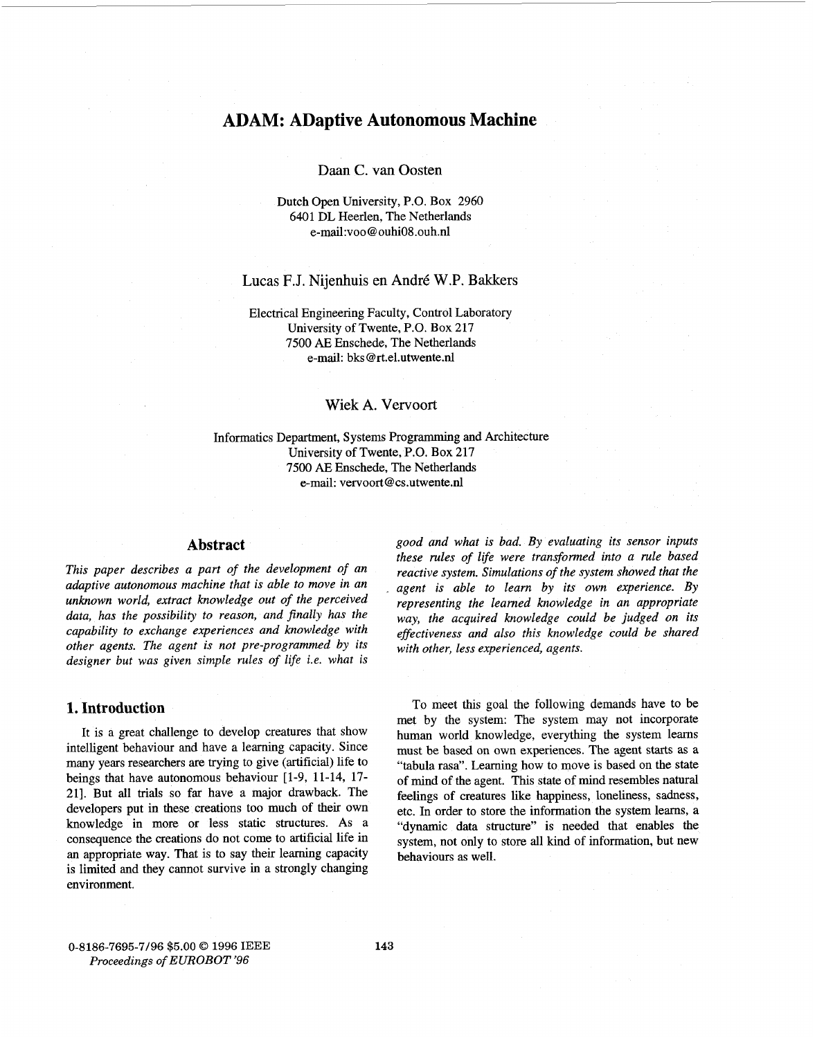# ADAM: ADaptive Autonomous Machine

Daan C. van Oosten

Dutch Open University, P.O. Box 2960
6401 DL Heerlen, The Netherlands
e-mail:voo@ouhi08.ouh.nl

Lucas F.J. Nijenhuis en André W.P. Bakkers

Electrical Engineering Faculty, Control Laboratory
University of Twente, P.O. Box 217
7500 AE Enschede, The Netherlands
e-mail: bks@rt.el.utwente.nl

Wiek A. Vervoort

Informatics Department, Systems Programming and Architecture
University of Twente, P.O. Box 217
7500 AE Enschede, The Netherlands
e-mail: vervoort@cs.utwente.nl

## Abstract

*This paper describes a part of the development of an adaptive autonomous machine that is able to move in an unknown world, extract knowledge out of the perceived data, has the possibility to reason, and finally has the capability to exchange experiences and knowledge with other agents. The agent is not pre-programmed by its designer but was given simple rules of life i.e. what is good and what is bad. By evaluating its sensor inputs these rules of life were transformed into a rule based reactive system. Simulations of the system showed that the agent is able to learn by its own experience. By representing the learned knowledge in an appropriate way, the acquired knowledge could be judged on its effectiveness and also this knowledge could be shared with other, less experienced, agents.*

## 1. Introduction

It is a great challenge to develop creatures that show intelligent behaviour and have a learning capacity. Since many years researchers are trying to give (artificial) life to beings that have autonomous behaviour [1-9, 11-14, 17-21]. But all trials so far have a major drawback. The developers put in these creations too much of their own knowledge in more or less static structures. As a consequence the creations do not come to artificial life in an appropriate way. That is to say their learning capacity is limited and they cannot survive in a strongly changing environment.

To meet this goal the following demands have to be met by the system: The system may not incorporate human world knowledge, everything the system learns must be based on own experiences. The agent starts as a "tabula rasa". Learning how to move is based on the state of mind of the agent. This state of mind resembles natural feelings of creatures like happiness, loneliness, sadness, etc. In order to store the information the system learns, a "dynamic data structure" is needed that enables the system, not only to store all kind of information, but new behaviours as well.

0-8186-7695-7/96 $5.00 © 1996 IEEE
*Proceedings of EUROBOT '96*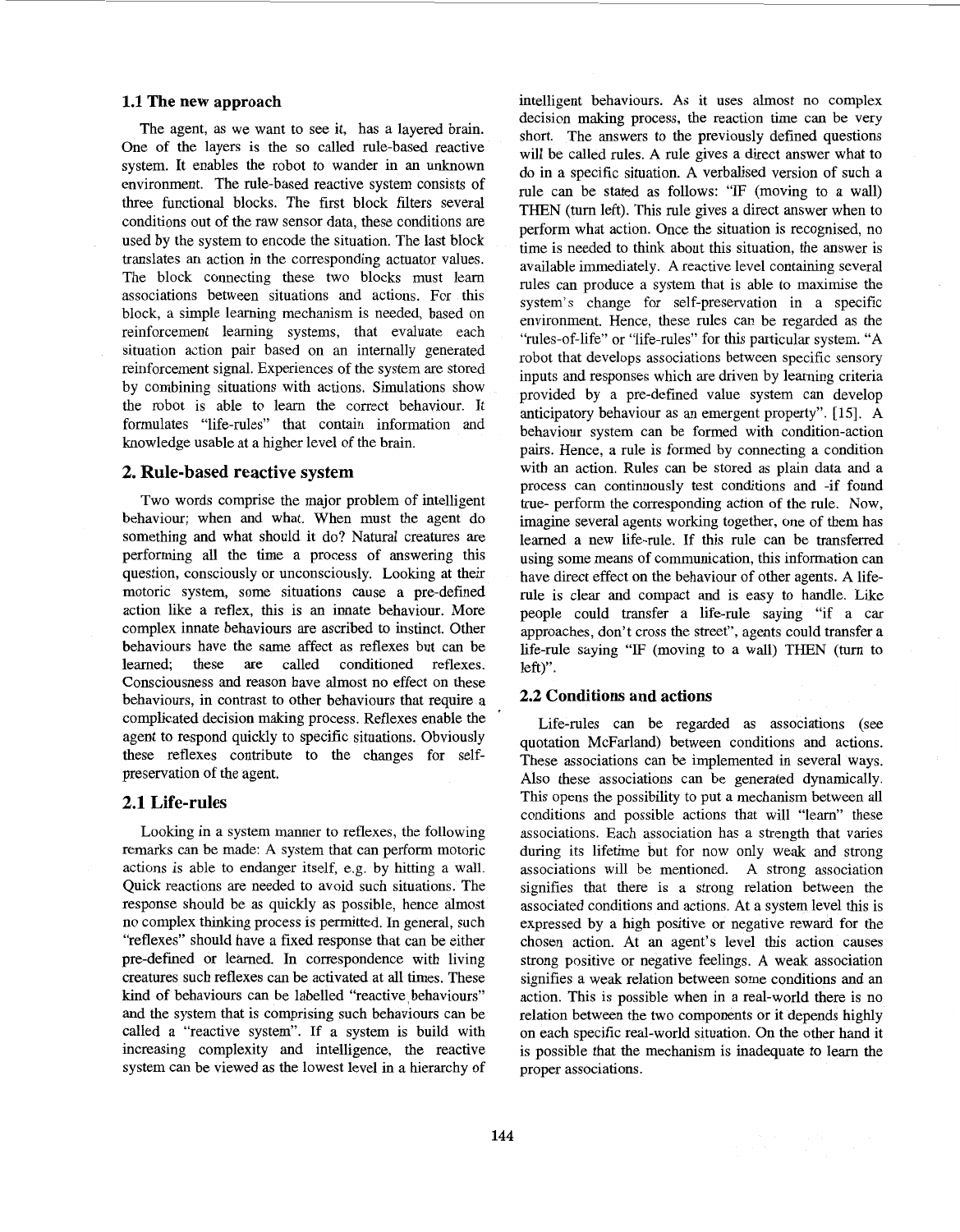### 1.1 The new approach

The agent, as we want to see it, has a layered brain. One of the layers is the so called rule-based reactive system. It enables the robot to wander in an unknown environment. The rule-based reactive system consists of three functional blocks. The first block filters several conditions out of the raw sensor data, these conditions are used by the system to encode the situation. The last block translates an action in the corresponding actuator values. The block connecting these two blocks must learn associations between situations and actions. For this block, a simple learning mechanism is needed, based on reinforcement learning systems, that evaluate each situation action pair based on an internally generated reinforcement signal. Experiences of the system are stored by combining situations with actions. Simulations show the robot is able to learn the correct behaviour. It formulates "life-rules" that contain information and knowledge usable at a higher level of the brain.

## 2. Rule-based reactive system

Two words comprise the major problem of intelligent behaviour; when and what. When must the agent do something and what should it do? Natural creatures are performing all the time a process of answering this question, consciously or unconsciously. Looking at their motoric system, some situations cause a pre-defined action like a reflex, this is an innate behaviour. More complex innate behaviours are ascribed to instinct. Other behaviours have the same affect as reflexes but can be learned; these are called conditioned reflexes. Consciousness and reason have almost no effect on these behaviours, in contrast to other behaviours that require a complicated decision making process. Reflexes enable the agent to respond quickly to specific situations. Obviously these reflexes contribute to the changes for self-preservation of the agent.

### 2.1 Life-rules

Looking in a system manner to reflexes, the following remarks can be made: A system that can perform motoric actions is able to endanger itself, e.g. by hitting a wall. Quick reactions are needed to avoid such situations. The response should be as quickly as possible, hence almost no complex thinking process is permitted. In general, such "reflexes" should have a fixed response that can be either pre-defined or learned. In correspondence with living creatures such reflexes can be activated at all times. These kind of behaviours can be labelled "reactive behaviours" and the system that is comprising such behaviours can be called a "reactive system". If a system is build with increasing complexity and intelligence, the reactive system can be viewed as the lowest level in a hierarchy of intelligent behaviours. As it uses almost no complex decision making process, the reaction time can be very short. The answers to the previously defined questions will be called rules. A rule gives a direct answer what to do in a specific situation. A verbalised version of such a rule can be stated as follows: "IF (moving to a wall) THEN (turn left). This rule gives a direct answer when to perform what action. Once the situation is recognised, no time is needed to think about this situation, the answer is available immediately. A reactive level containing several rules can produce a system that is able to maximise the system's change for self-preservation in a specific environment. Hence, these rules can be regarded as the "rules-of-life" or "life-rules" for this particular system. "A robot that develops associations between specific sensory inputs and responses which are driven by learning criteria provided by a pre-defined value system can develop anticipatory behaviour as an emergent property". [15]. A behaviour system can be formed with condition-action pairs. Hence, a rule is formed by connecting a condition with an action. Rules can be stored as plain data and a process can continuously test conditions and -if found true- perform the corresponding action of the rule. Now, imagine several agents working together, one of them has learned a new life-rule. If this rule can be transferred using some means of communication, this information can have direct effect on the behaviour of other agents. A life-rule is clear and compact and is easy to handle. Like people could transfer a life-rule saying "if a car approaches, don't cross the street", agents could transfer a life-rule saying "IF (moving to a wall) THEN (turn to left)".

### 2.2 Conditions and actions

Life-rules can be regarded as associations (see quotation McFarland) between conditions and actions. These associations can be implemented in several ways. Also these associations can be generated dynamically. This opens the possibility to put a mechanism between all conditions and possible actions that will "learn" these associations. Each association has a strength that varies during its lifetime but for now only weak and strong associations will be mentioned. A strong association signifies that there is a strong relation between the associated conditions and actions. At a system level this is expressed by a high positive or negative reward for the chosen action. At an agent's level this action causes strong positive or negative feelings. A weak association signifies a weak relation between some conditions and an action. This is possible when in a real-world there is no relation between the two components or it depends highly on each specific real-world situation. On the other hand it is possible that the mechanism is inadequate to learn the proper associations.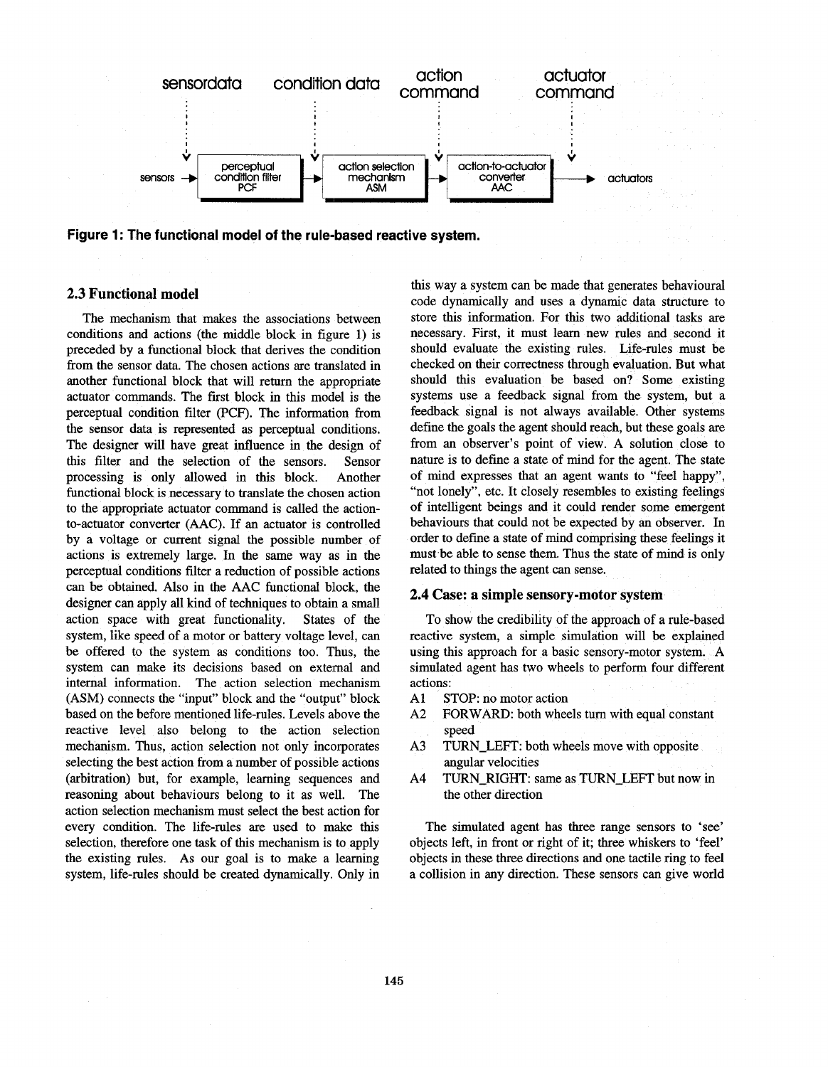sensordata condition data action command actuator command

sensors → perceptual condition filter PCF → action selection mechanism ASM → action-to-actuator converter AAC → actuators

**Figure 1: The functional model of the rule-based reactive system.**

## 2.3 Functional model

The mechanism that makes the associations between conditions and actions (the middle block in figure 1) is preceded by a functional block that derives the condition from the sensor data. The chosen actions are translated in another functional block that will return the appropriate actuator commands. The first block in this model is the perceptual condition filter (PCF). The information from the sensor data is represented as perceptual conditions. The designer will have great influence in the design of this filter and the selection of the sensors. Sensor processing is only allowed in this block. Another functional block is necessary to translate the chosen action to the appropriate actuator command is called the action-to-actuator converter (AAC). If an actuator is controlled by a voltage or current signal the possible number of actions is extremely large. In the same way as in the perceptual conditions filter a reduction of possible actions can be obtained. Also in the AAC functional block, the designer can apply all kind of techniques to obtain a small action space with great functionality. States of the system, like speed of a motor or battery voltage level, can be offered to the system as conditions too. Thus, the system can make its decisions based on external and internal information. The action selection mechanism (ASM) connects the "input" block and the "output" block based on the before mentioned life-rules. Levels above the reactive level also belong to the action selection mechanism. Thus, action selection not only incorporates selecting the best action from a number of possible actions (arbitration) but, for example, learning sequences and reasoning about behaviours belong to it as well. The action selection mechanism must select the best action for every condition. The life-rules are used to make this selection, therefore one task of this mechanism is to apply the existing rules. As our goal is to make a learning system, life-rules should be created dynamically. Only in this way a system can be made that generates behavioural code dynamically and uses a dynamic data structure to store this information. For this two additional tasks are necessary. First, it must learn new rules and second it should evaluate the existing rules. Life-rules must be checked on their correctness through evaluation. But what should this evaluation be based on? Some existing systems use a feedback signal from the system, but a feedback signal is not always available. Other systems define the goals the agent should reach, but these goals are from an observer's point of view. A solution close to nature is to define a state of mind for the agent. The state of mind expresses that an agent wants to "feel happy", "not lonely", etc. It closely resembles to existing feelings of intelligent beings and it could render some emergent behaviours that could not be expected by an observer. In order to define a state of mind comprising these feelings it must be able to sense them. Thus the state of mind is only related to things the agent can sense.

## 2.4 Case: a simple sensory-motor system

To show the credibility of the approach of a rule-based reactive system, a simple simulation will be explained using this approach for a basic sensory-motor system. A simulated agent has two wheels to perform four different actions:

- A1 STOP: no motor action
- A2 FORWARD: both wheels turn with equal constant speed
- A3 TURN_LEFT: both wheels move with opposite angular velocities
- A4 TURN_RIGHT: same as TURN_LEFT but now in the other direction

The simulated agent has three range sensors to 'see' objects left, in front or right of it; three whiskers to 'feel' objects in these three directions and one tactile ring to feel a collision in any direction. These sensors can give world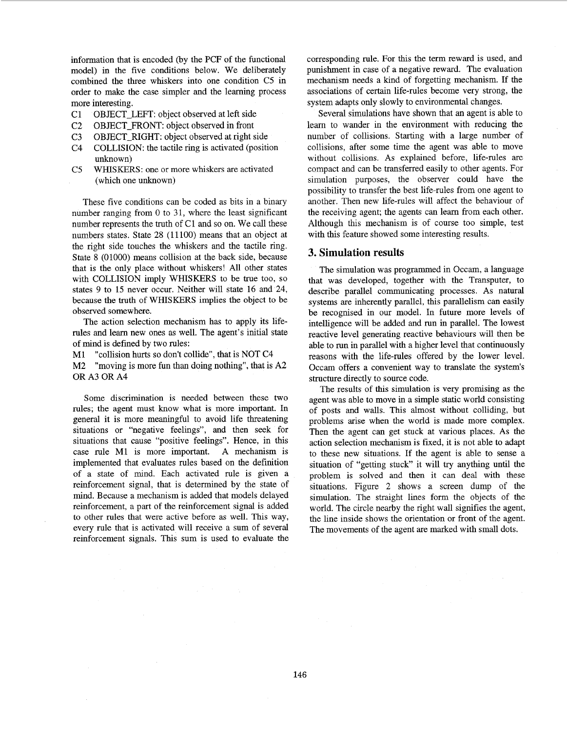information that is encoded (by the PCF of the functional model) in the five conditions below. We deliberately combined the three whiskers into one condition C5 in order to make the case simpler and the learning process more interesting.

C1 OBJECT_LEFT: object observed at left side
C2 OBJECT_FRONT: object observed in front
C3 OBJECT_RIGHT: object observed at right side
C4 COLLISION: the tactile ring is activated (position unknown)
C5 WHISKERS: one or more whiskers are activated (which one unknown)

These five conditions can be coded as bits in a binary number ranging from 0 to 31, where the least significant number represents the truth of C1 and so on. We call these numbers states. State 28 (11100) means that an object at the right side touches the whiskers and the tactile ring. State 8 (01000) means collision at the back side, because that is the only place without whiskers! All other states with COLLISION imply WHISKERS to be true too, so states 9 to 15 never occur. Neither will state 16 and 24, because the truth of WHISKERS implies the object to be observed somewhere.

The action selection mechanism has to apply its life-rules and learn new ones as well. The agent's initial state of mind is defined by two rules:

M1 "collision hurts so don't collide", that is NOT C4
M2 "moving is more fun than doing nothing", that is A2 OR A3 OR A4

Some discrimination is needed between these two rules; the agent must know what is more important. In general it is more meaningful to avoid life threatening situations or "negative feelings", and then seek for situations that cause "positive feelings". Hence, in this case rule M1 is more important. A mechanism is implemented that evaluates rules based on the definition of a state of mind. Each activated rule is given a reinforcement signal, that is determined by the state of mind. Because a mechanism is added that models delayed reinforcement, a part of the reinforcement signal is added to other rules that were active before as well. This way, every rule that is activated will receive a sum of several reinforcement signals. This sum is used to evaluate the corresponding rule. For this the term reward is used, and punishment in case of a negative reward. The evaluation mechanism needs a kind of forgetting mechanism. If the associations of certain life-rules become very strong, the system adapts only slowly to environmental changes.

Several simulations have shown that an agent is able to learn to wander in the environment with reducing the number of collisions. Starting with a large number of collisions, after some time the agent was able to move without collisions. As explained before, life-rules are compact and can be transferred easily to other agents. For simulation purposes, the observer could have the possibility to transfer the best life-rules from one agent to another. Then new life-rules will affect the behaviour of the receiving agent; the agents can learn from each other. Although this mechanism is of course too simple, test with this feature showed some interesting results.

## 3. Simulation results

The simulation was programmed in Occam, a language that was developed, together with the Transputer, to describe parallel communicating processes. As natural systems are inherently parallel, this parallelism can easily be recognised in our model. In future more levels of intelligence will be added and run in parallel. The lowest reactive level generating reactive behaviours will then be able to run in parallel with a higher level that continuously reasons with the life-rules offered by the lower level. Occam offers a convenient way to translate the system's structure directly to source code.

The results of this simulation is very promising as the agent was able to move in a simple static world consisting of posts and walls. This almost without colliding, but problems arise when the world is made more complex. Then the agent can get stuck at various places. As the action selection mechanism is fixed, it is not able to adapt to these new situations. If the agent is able to sense a situation of "getting stuck" it will try anything until the problem is solved and then it can deal with these situations. Figure 2 shows a screen dump of the simulation. The straight lines form the objects of the world. The circle nearby the right wall signifies the agent, the line inside shows the orientation or front of the agent. The movements of the agent are marked with small dots.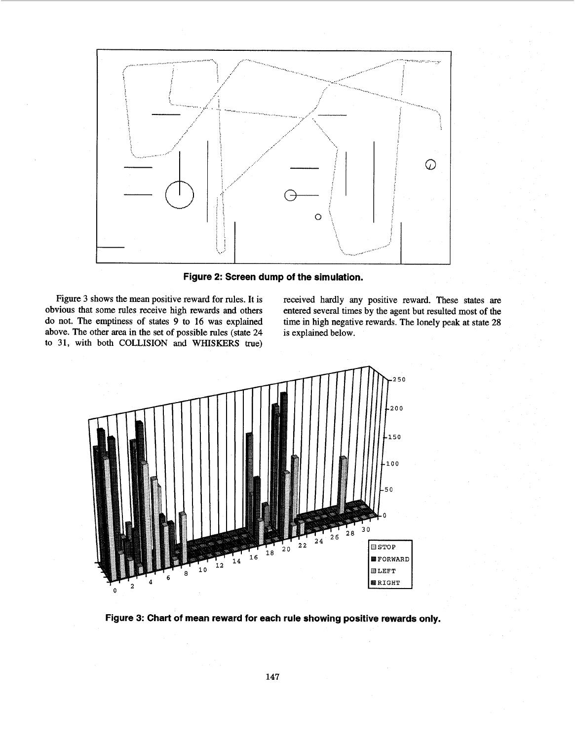**Figure 2: Screen dump of the simulation.**

Figure 3 shows the mean positive reward for rules. It is obvious that some rules receive high rewards and others do not. The emptiness of states 9 to 16 was explained above. The other area in the set of possible rules (state 24 to 31, with both COLLISION and WHISKERS true) received hardly any positive reward. These states are entered several times by the agent but resulted most of the time in high negative rewards. The lonely peak at state 28 is explained below.

**Figure 3: Chart of mean reward for each rule showing positive rewards only.**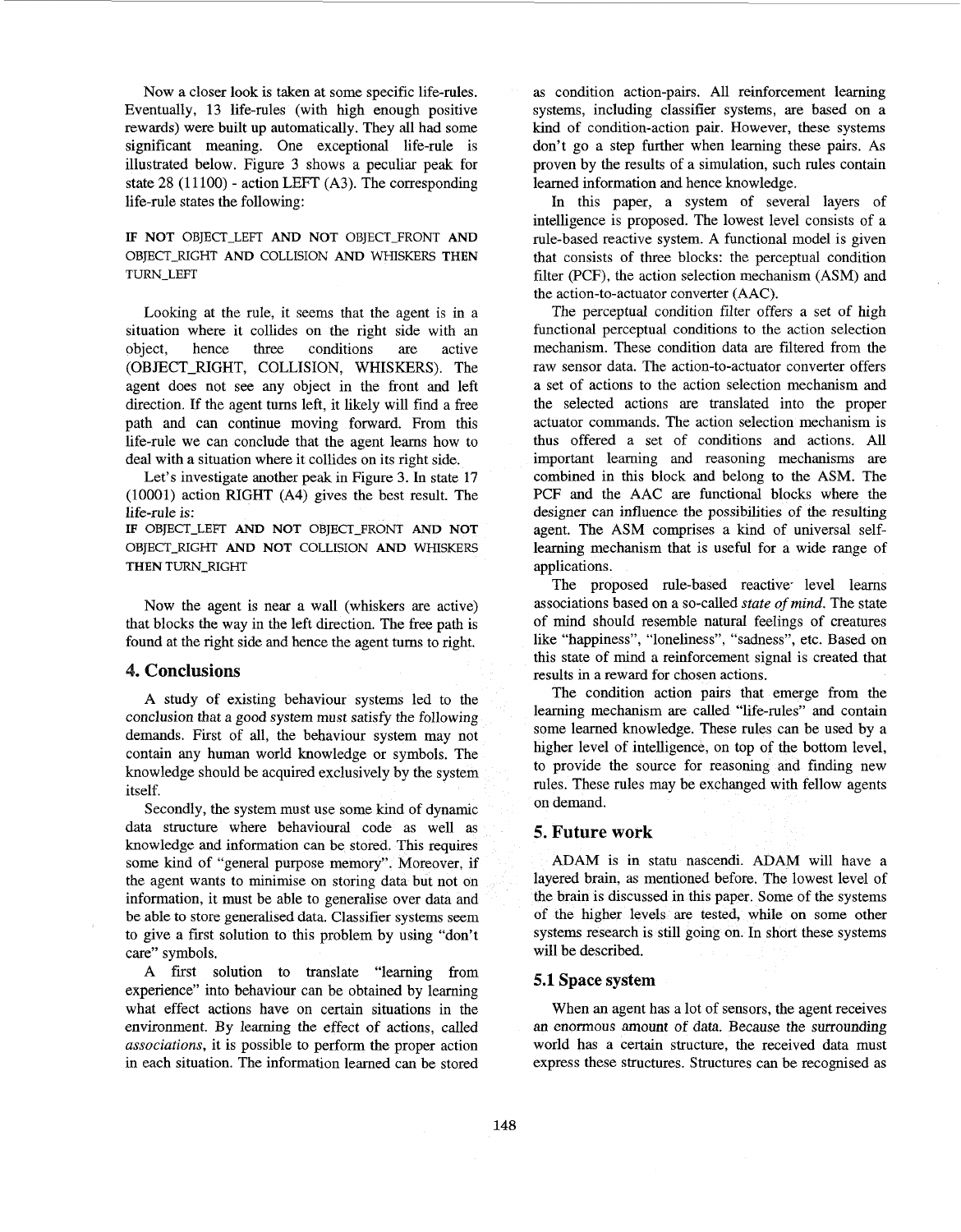Now a closer look is taken at some specific life-rules. Eventually, 13 life-rules (with high enough positive rewards) were built up automatically. They all had some significant meaning. One exceptional life-rule is illustrated below. Figure 3 shows a peculiar peak for state 28 (11100) - action LEFT (A3). The corresponding life-rule states the following:

**IF NOT** OBJECT_LEFT **AND NOT** OBJECT_FRONT **AND** OBJECT_RIGHT **AND** COLLISION **AND** WHISKERS **THEN** TURN_LEFT

Looking at the rule, it seems that the agent is in a situation where it collides on the right side with an object, hence three conditions are active (OBJECT_RIGHT, COLLISION, WHISKERS). The agent does not see any object in the front and left direction. If the agent turns left, it likely will find a free path and can continue moving forward. From this life-rule we can conclude that the agent learns how to deal with a situation where it collides on its right side.

Let's investigate another peak in Figure 3. In state 17 (10001) action RIGHT (A4) gives the best result. The life-rule is:

**IF** OBJECT_LEFT **AND NOT** OBJECT_FRONT **AND NOT** OBJECT_RIGHT **AND NOT** COLLISION **AND** WHISKERS **THEN** TURN_RIGHT

Now the agent is near a wall (whiskers are active) that blocks the way in the left direction. The free path is found at the right side and hence the agent turns to right.

## 4. Conclusions

A study of existing behaviour systems led to the conclusion that a good system must satisfy the following demands. First of all, the behaviour system may not contain any human world knowledge or symbols. The knowledge should be acquired exclusively by the system itself.

Secondly, the system must use some kind of dynamic data structure where behavioural code as well as knowledge and information can be stored. This requires some kind of "general purpose memory". Moreover, if the agent wants to minimise on storing data but not on information, it must be able to generalise over data and be able to store generalised data. Classifier systems seem to give a first solution to this problem by using "don't care" symbols.

A first solution to translate "learning from experience" into behaviour can be obtained by learning what effect actions have on certain situations in the environment. By learning the effect of actions, called *associations*, it is possible to perform the proper action in each situation. The information learned can be stored as condition action-pairs. All reinforcement learning systems, including classifier systems, are based on a kind of condition-action pair. However, these systems don't go a step further when learning these pairs. As proven by the results of a simulation, such rules contain learned information and hence knowledge.

In this paper, a system of several layers of intelligence is proposed. The lowest level consists of a rule-based reactive system. A functional model is given that consists of three blocks: the perceptual condition filter (PCF), the action selection mechanism (ASM) and the action-to-actuator converter (AAC).

The perceptual condition filter offers a set of high functional perceptual conditions to the action selection mechanism. These condition data are filtered from the raw sensor data. The action-to-actuator converter offers a set of actions to the action selection mechanism and the selected actions are translated into the proper actuator commands. The action selection mechanism is thus offered a set of conditions and actions. All important learning and reasoning mechanisms are combined in this block and belong to the ASM. The PCF and the AAC are functional blocks where the designer can influence the possibilities of the resulting agent. The ASM comprises a kind of universal self-learning mechanism that is useful for a wide range of applications.

The proposed rule-based reactive level learns associations based on a so-called *state of mind*. The state of mind should resemble natural feelings of creatures like "happiness", "loneliness", "sadness", etc. Based on this state of mind a reinforcement signal is created that results in a reward for chosen actions.

The condition action pairs that emerge from the learning mechanism are called "life-rules" and contain some learned knowledge. These rules can be used by a higher level of intelligence, on top of the bottom level, to provide the source for reasoning and finding new rules. These rules may be exchanged with fellow agents on demand.

## 5. Future work

ADAM is in statu nascendi. ADAM will have a layered brain, as mentioned before. The lowest level of the brain is discussed in this paper. Some of the systems of the higher levels are tested, while on some other systems research is still going on. In short these systems will be described.

### 5.1 Space system

When an agent has a lot of sensors, the agent receives an enormous amount of data. Because the surrounding world has a certain structure, the received data must express these structures. Structures can be recognised as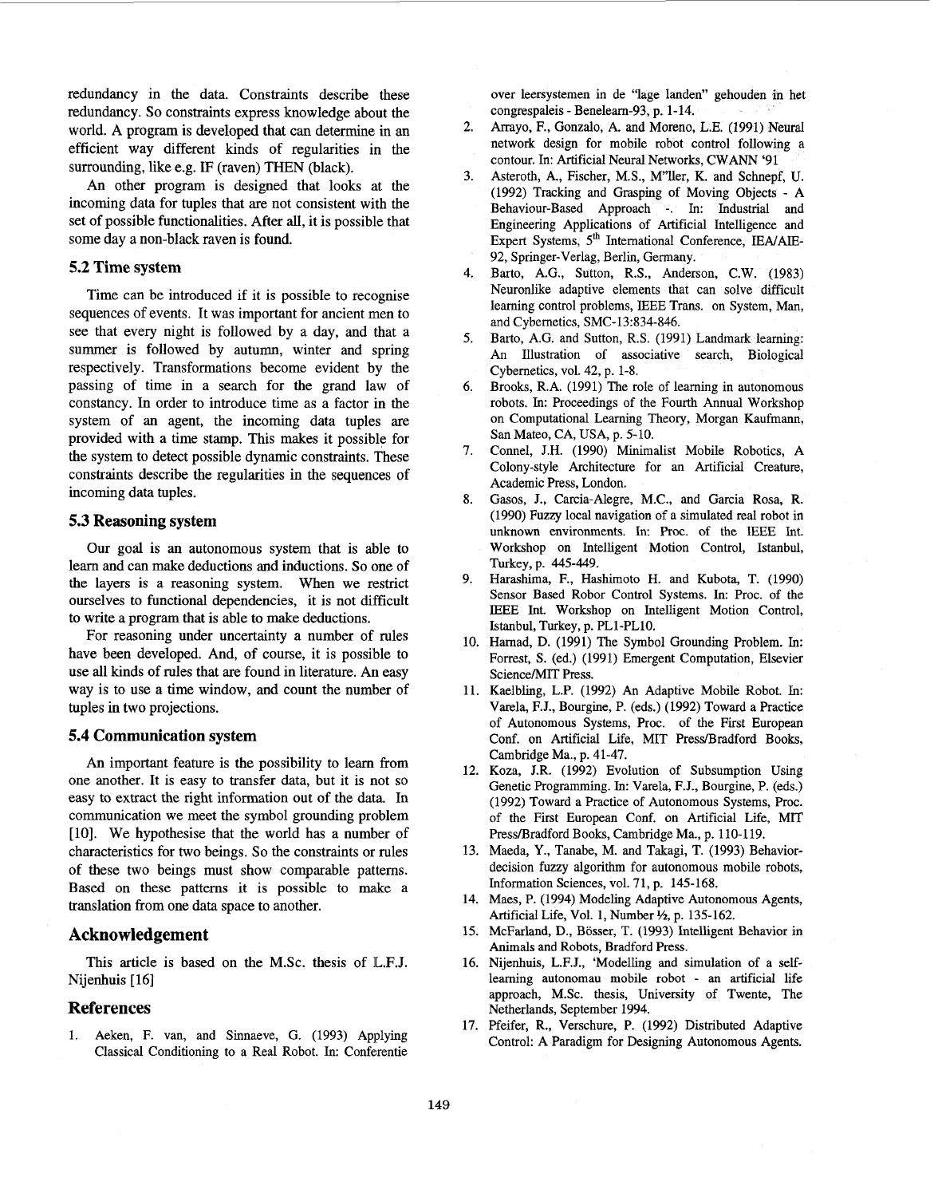redundancy in the data. Constraints describe these redundancy. So constraints express knowledge about the world. A program is developed that can determine in an efficient way different kinds of regularities in the surrounding, like e.g. IF (raven) THEN (black).

An other program is designed that looks at the incoming data for tuples that are not consistent with the set of possible functionalities. After all, it is possible that some day a non-black raven is found.

### 5.2 Time system

Time can be introduced if it is possible to recognise sequences of events. It was important for ancient men to see that every night is followed by a day, and that a summer is followed by autumn, winter and spring respectively. Transformations become evident by the passing of time in a search for the grand law of constancy. In order to introduce time as a factor in the system of an agent, the incoming data tuples are provided with a time stamp. This makes it possible for the system to detect possible dynamic constraints. These constraints describe the regularities in the sequences of incoming data tuples.

### 5.3 Reasoning system

Our goal is an autonomous system that is able to learn and can make deductions and inductions. So one of the layers is a reasoning system. When we restrict ourselves to functional dependencies, it is not difficult to write a program that is able to make deductions.

For reasoning under uncertainty a number of rules have been developed. And, of course, it is possible to use all kinds of rules that are found in literature. An easy way is to use a time window, and count the number of tuples in two projections.

### 5.4 Communication system

An important feature is the possibility to learn from one another. It is easy to transfer data, but it is not so easy to extract the right information out of the data. In communication we meet the symbol grounding problem [10]. We hypothesise that the world has a number of characteristics for two beings. So the constraints or rules of these two beings must show comparable patterns. Based on these patterns it is possible to make a translation from one data space to another.

## Acknowledgement

This article is based on the M.Sc. thesis of L.F.J. Nijenhuis [16]

## References

1. Aeken, F. van, and Sinnaeve, G. (1993) Applying Classical Conditioning to a Real Robot. In: Conferentie over leersystemen in de "lage landen" gehouden in het congrespaleis - Benelearn-93, p. 1-14.
2. Arrayo, F., Gonzalo, A. and Moreno, L.E. (1991) Neural network design for mobile robot control following a contour. In: Artificial Neural Networks, CWANN '91
3. Asteroth, A., Fischer, M.S., M"ller, K. and Schnepf, U. (1992) Tracking and Grasping of Moving Objects - A Behaviour-Based Approach -. In: Industrial and Engineering Applications of Artificial Intelligence and Expert Systems, 5th International Conference, IEA/AIE-92, Springer-Verlag, Berlin, Germany.
4. Barto, A.G., Sutton, R.S., Anderson, C.W. (1983) Neuronlike adaptive elements that can solve difficult learning control problems, IEEE Trans. on System, Man, and Cybernetics, SMC-13:834-846.
5. Barto, A.G. and Sutton, R.S. (1991) Landmark learning: An Illustration of associative search, Biological Cybernetics, vol. 42, p. 1-8.
6. Brooks, R.A. (1991) The role of learning in autonomous robots. In: Proceedings of the Fourth Annual Workshop on Computational Learning Theory, Morgan Kaufmann, San Mateo, CA, USA, p. 5-10.
7. Connel, J.H. (1990) Minimalist Mobile Robotics, A Colony-style Architecture for an Artificial Creature, Academic Press, London.
8. Gasos, J., Carcia-Alegre, M.C., and Garcia Rosa, R. (1990) Fuzzy local navigation of a simulated real robot in unknown environments. In: Proc. of the IEEE Int. Workshop on Intelligent Motion Control, Istanbul, Turkey, p. 445-449.
9. Harashima, F., Hashimoto H. and Kubota, T. (1990) Sensor Based Robor Control Systems. In: Proc. of the IEEE Int. Workshop on Intelligent Motion Control, Istanbul, Turkey, p. PL1-PL10.
10. Harnad, D. (1991) The Symbol Grounding Problem. In: Forrest, S. (ed.) (1991) Emergent Computation, Elsevier Science/MIT Press.
11. Kaelbling, L.P. (1992) An Adaptive Mobile Robot. In: Varela, F.J., Bourgine, P. (eds.) (1992) Toward a Practice of Autonomous Systems, Proc. of the First European Conf. on Artificial Life, MIT Press/Bradford Books, Cambridge Ma., p. 41-47.
12. Koza, J.R. (1992) Evolution of Subsumption Using Genetic Programming. In: Varela, F.J., Bourgine, P. (eds.) (1992) Toward a Practice of Autonomous Systems, Proc. of the First European Conf. on Artificial Life, MIT Press/Bradford Books, Cambridge Ma., p. 110-119.
13. Maeda, Y., Tanabe, M. and Takagi, T. (1993) Behavior-decision fuzzy algorithm for autonomous mobile robots, Information Sciences, vol. 71, p. 145-168.
14. Maes, P. (1994) Modeling Adaptive Autonomous Agents, Artificial Life, Vol. 1, Number ½, p. 135-162.
15. McFarland, D., Bösser, T. (1993) Intelligent Behavior in Animals and Robots, Bradford Press.
16. Nijenhuis, L.F.J., 'Modelling and simulation of a self-learning autonomau mobile robot - an artificial life approach, M.Sc. thesis, University of Twente, The Netherlands, September 1994.
17. Pfeifer, R., Verschure, P. (1992) Distributed Adaptive Control: A Paradigm for Designing Autonomous Agents.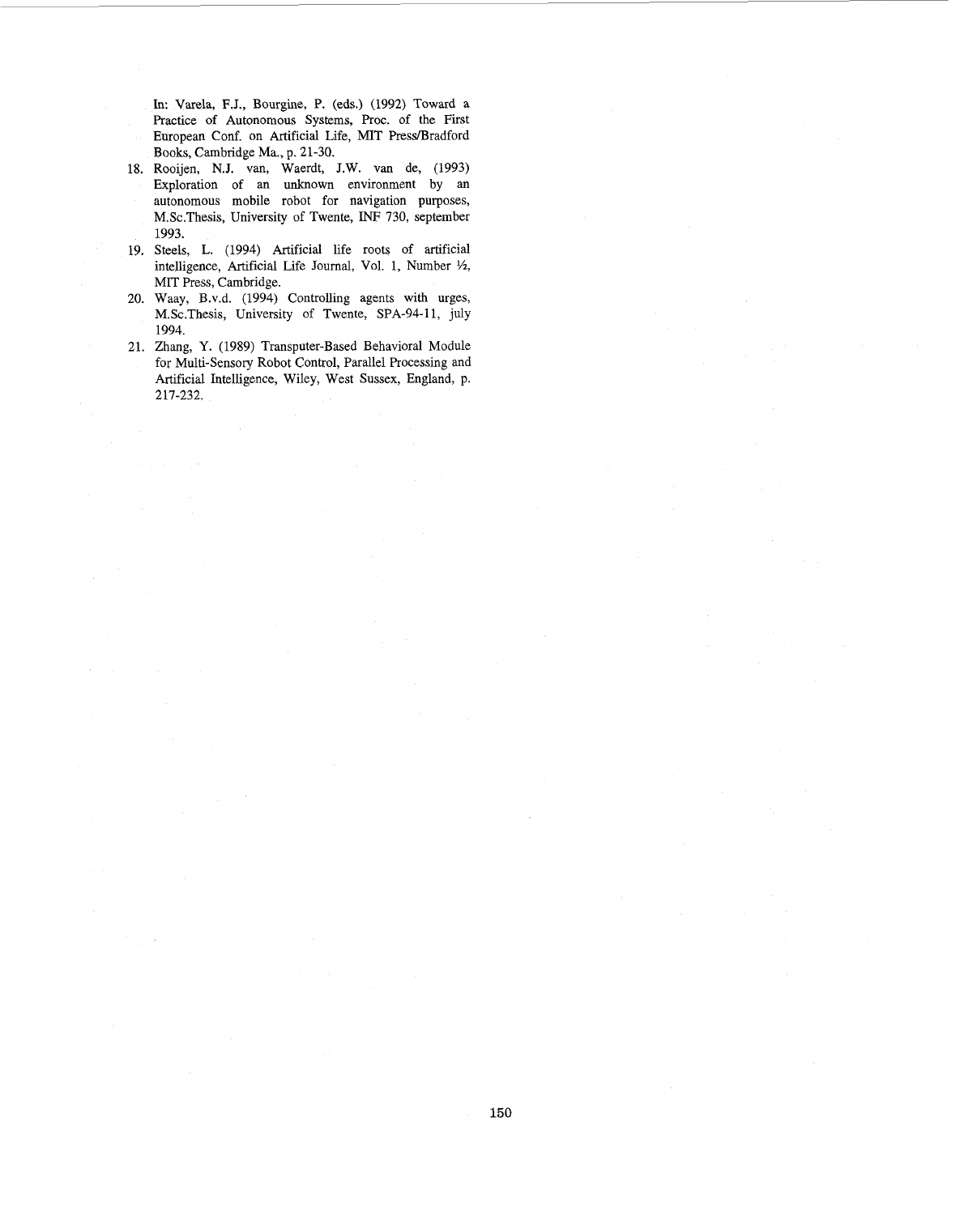In: Varela, F.J., Bourgine, P. (eds.) (1992) Toward a Practice of Autonomous Systems, Proc. of the First European Conf. on Artificial Life, MIT Press/Bradford Books, Cambridge Ma., p. 21-30.

18. Rooijen, N.J. van, Waerdt, J.W. van de, (1993) Exploration of an unknown environment by an autonomous mobile robot for navigation purposes, M.Sc.Thesis, University of Twente, INF 730, september 1993.
19. Steels, L. (1994) Artificial life roots of artificial intelligence, Artificial Life Journal, Vol. 1, Number ½, MIT Press, Cambridge.
20. Waay, B.v.d. (1994) Controlling agents with urges, M.Sc.Thesis, University of Twente, SPA-94-11, july 1994.
21. Zhang, Y. (1989) Transputer-Based Behavioral Module for Multi-Sensory Robot Control, Parallel Processing and Artificial Intelligence, Wiley, West Sussex, England, p. 217-232.